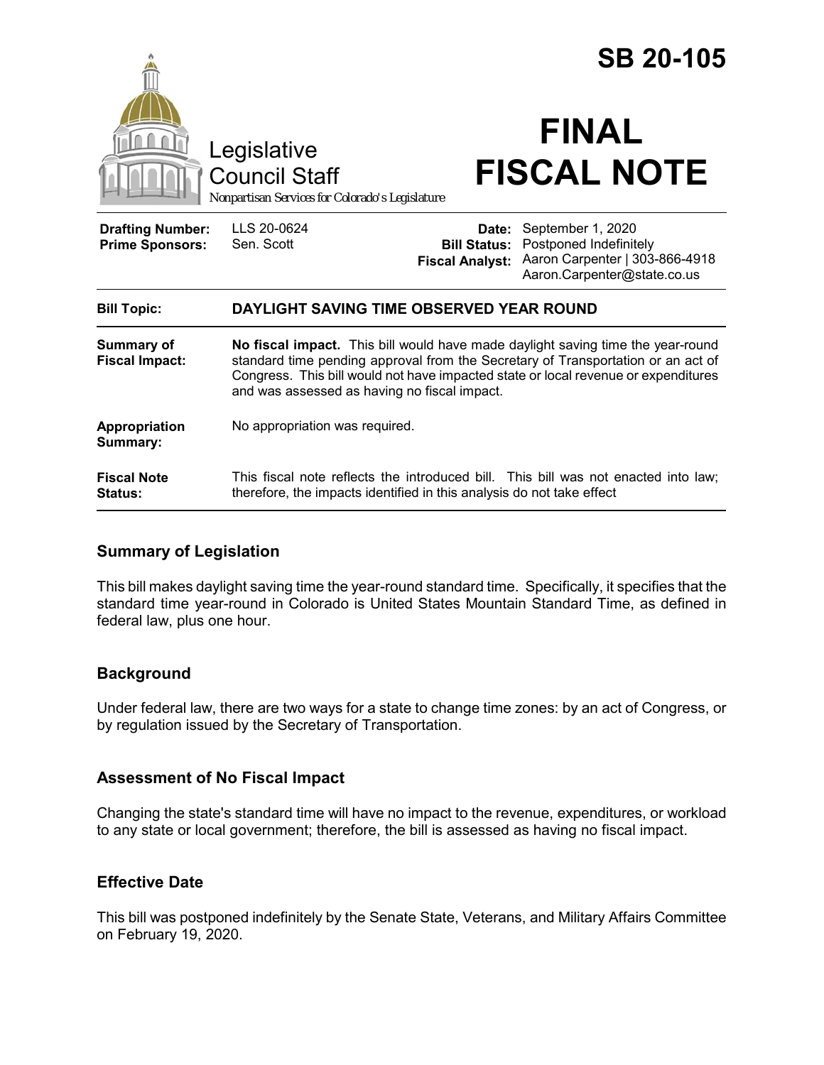# SB 20-105

Legislative Council Staff

*Nonpartisan Services for Colorado's Legislature*

# FINAL FISCAL NOTE

| | | | |
|---|---|---|---|
| **Drafting Number:** | LLS 20-0624 | **Date:** | September 1, 2020 |
| **Prime Sponsors:** | Sen. Scott | **Bill Status:** | Postponed Indefinitely |
| | | **Fiscal Analyst:** | Aaron Carpenter \| 303-866-4918 Aaron.Carpenter@state.co.us |

| | |
|---|---|
| **Bill Topic:** | **DAYLIGHT SAVING TIME OBSERVED YEAR ROUND** |
| **Summary of Fiscal Impact:** | **No fiscal impact.** This bill would have made daylight saving time the year-round standard time pending approval from the Secretary of Transportation or an act of Congress. This bill would not have impacted state or local revenue or expenditures and was assessed as having no fiscal impact. |
| **Appropriation Summary:** | No appropriation was required. |
| **Fiscal Note Status:** | This fiscal note reflects the introduced bill. This bill was not enacted into law; therefore, the impacts identified in this analysis do not take effect |

## Summary of Legislation

This bill makes daylight saving time the year-round standard time. Specifically, it specifies that the standard time year-round in Colorado is United States Mountain Standard Time, as defined in federal law, plus one hour.

## Background

Under federal law, there are two ways for a state to change time zones: by an act of Congress, or by regulation issued by the Secretary of Transportation.

## Assessment of No Fiscal Impact

Changing the state's standard time will have no impact to the revenue, expenditures, or workload to any state or local government; therefore, the bill is assessed as having no fiscal impact.

## Effective Date

This bill was postponed indefinitely by the Senate State, Veterans, and Military Affairs Committee on February 19, 2020.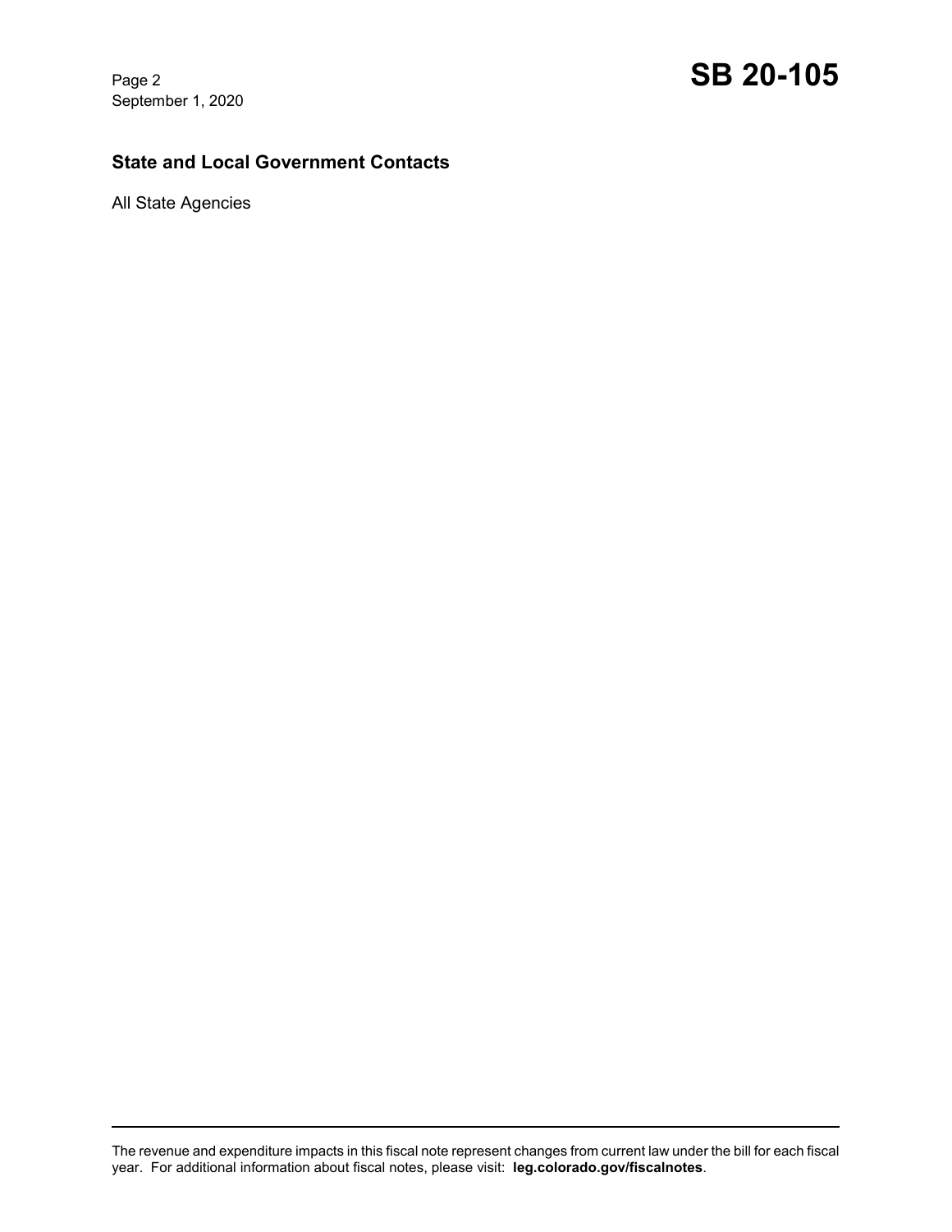## State and Local Government Contacts

All State Agencies

The revenue and expenditure impacts in this fiscal note represent changes from current law under the bill for each fiscal year. For additional information about fiscal notes, please visit: **leg.colorado.gov/fiscalnotes**.